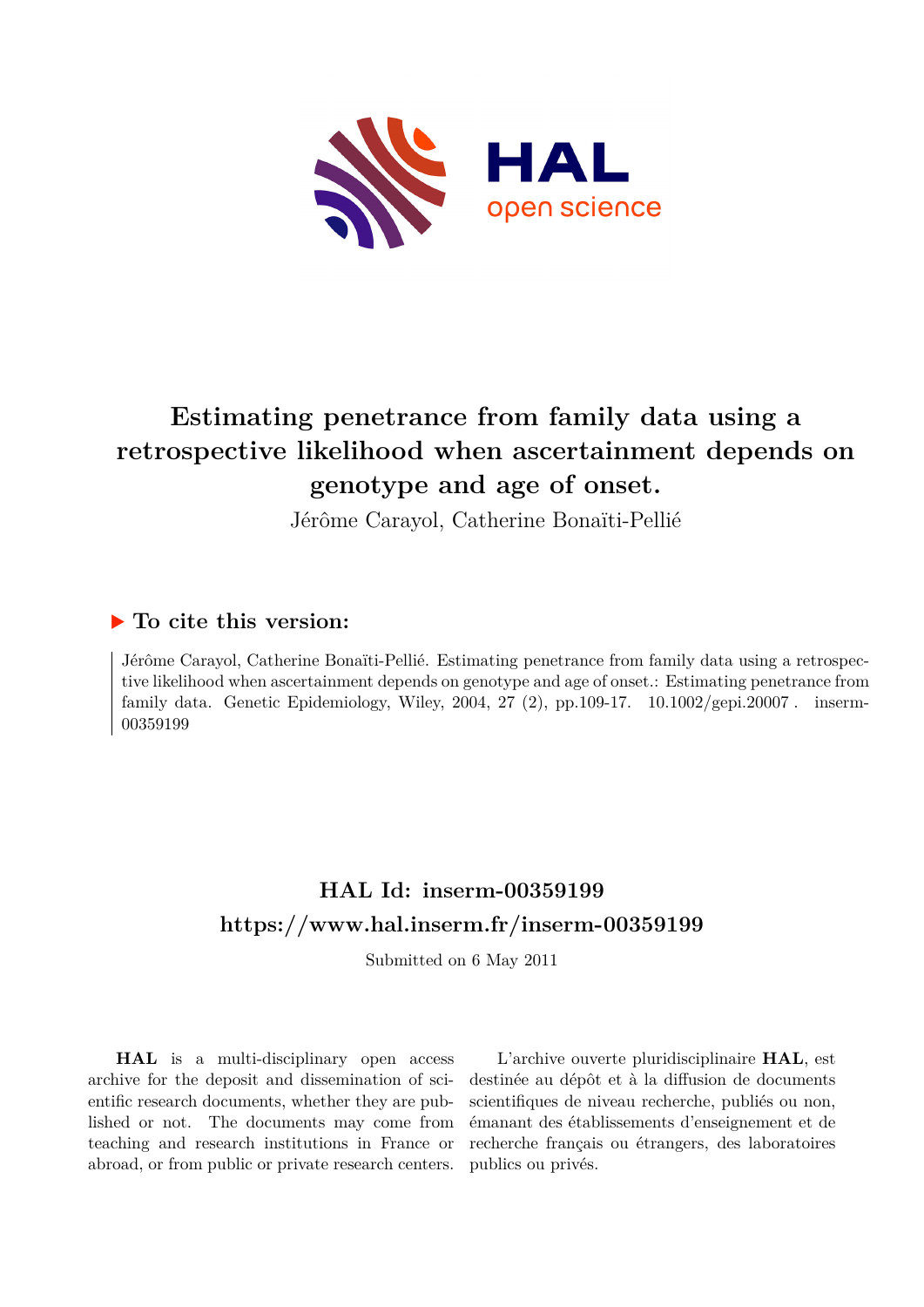# Estimating penetrance from family data using a retrospective likelihood when ascertainment depends on genotype and age of onset.

Jérôme Carayol, Catherine Bonaïti-Pellié

## ▶ To cite this version:

Jérôme Carayol, Catherine Bonaïti-Pellié. Estimating penetrance from family data using a retrospective likelihood when ascertainment depends on genotype and age of onset.: Estimating penetrance from family data. Genetic Epidemiology, Wiley, 2004, 27 (2), pp.109-17. 10.1002/gepi.20007 . inserm-00359199

## HAL Id: inserm-00359199

## https://www.hal.inserm.fr/inserm-00359199

Submitted on 6 May 2011

**HAL** is a multi-disciplinary open access archive for the deposit and dissemination of scientific research documents, whether they are published or not. The documents may come from teaching and research institutions in France or abroad, or from public or private research centers.

L'archive ouverte pluridisciplinaire **HAL**, est destinée au dépôt et à la diffusion de documents scientifiques de niveau recherche, publiés ou non, émanant des établissements d'enseignement et de recherche français ou étrangers, des laboratoires publics ou privés.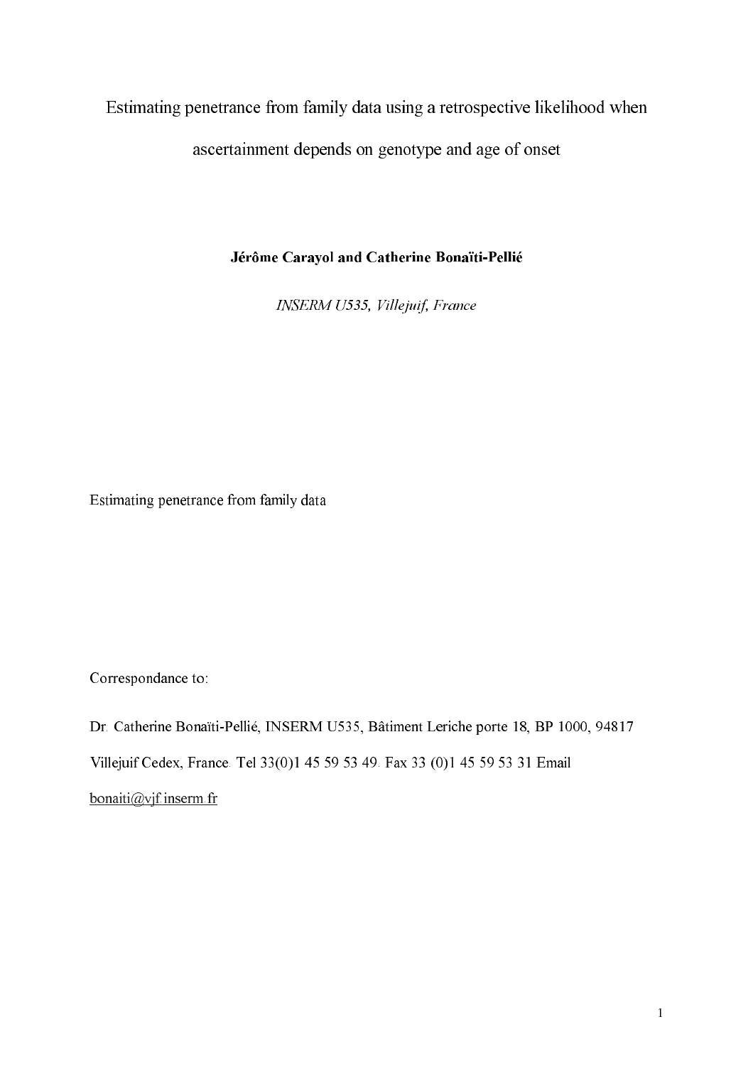# Estimating penetrance from family data using a retrospective likelihood when ascertainment depends on genotype and age of onset

**Jérôme Carayol and Catherine Bonaïti-Pellié**

*INSERM U535, Villejuif, France*

Estimating penetrance from family data

Correspondance to:

Dr. Catherine Bonaïti-Pellié, INSERM U535, Bâtiment Leriche porte 18, BP 1000, 94817 Villejuif Cedex, France. Tel 33(0)1 45 59 53 49. Fax 33 (0)1 45 59 53 31 Email bonaiti@vjf.inserm.fr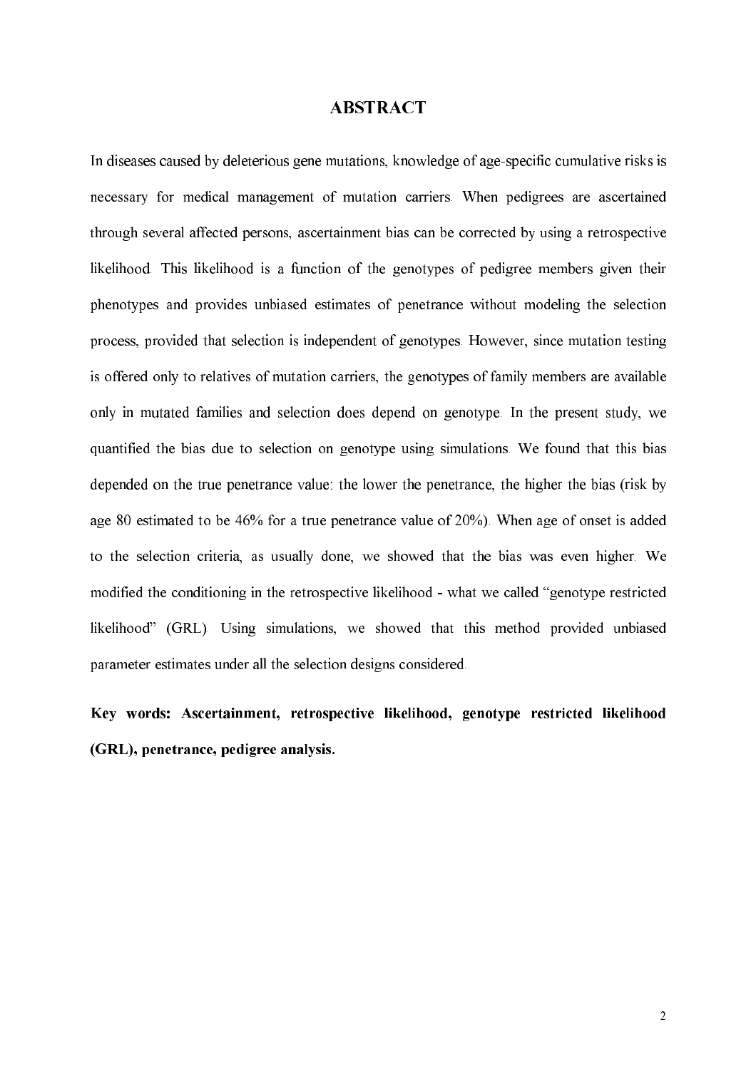# ABSTRACT

In diseases caused by deleterious gene mutations, knowledge of age-specific cumulative risks is necessary for medical management of mutation carriers. When pedigrees are ascertained through several affected persons, ascertainment bias can be corrected by using a retrospective likelihood. This likelihood is a function of the genotypes of pedigree members given their phenotypes and provides unbiased estimates of penetrance without modeling the selection process, provided that selection is independent of genotypes. However, since mutation testing is offered only to relatives of mutation carriers, the genotypes of family members are available only in mutated families and selection does depend on genotype. In the present study, we quantified the bias due to selection on genotype using simulations. We found that this bias depended on the true penetrance value: the lower the penetrance, the higher the bias (risk by age 80 estimated to be 46% for a true penetrance value of 20%). When age of onset is added to the selection criteria, as usually done, we showed that the bias was even higher. We modified the conditioning in the retrospective likelihood - what we called "genotype restricted likelihood" (GRL). Using simulations, we showed that this method provided unbiased parameter estimates under all the selection designs considered.

**Key words: Ascertainment, retrospective likelihood, genotype restricted likelihood (GRL), penetrance, pedigree analysis.**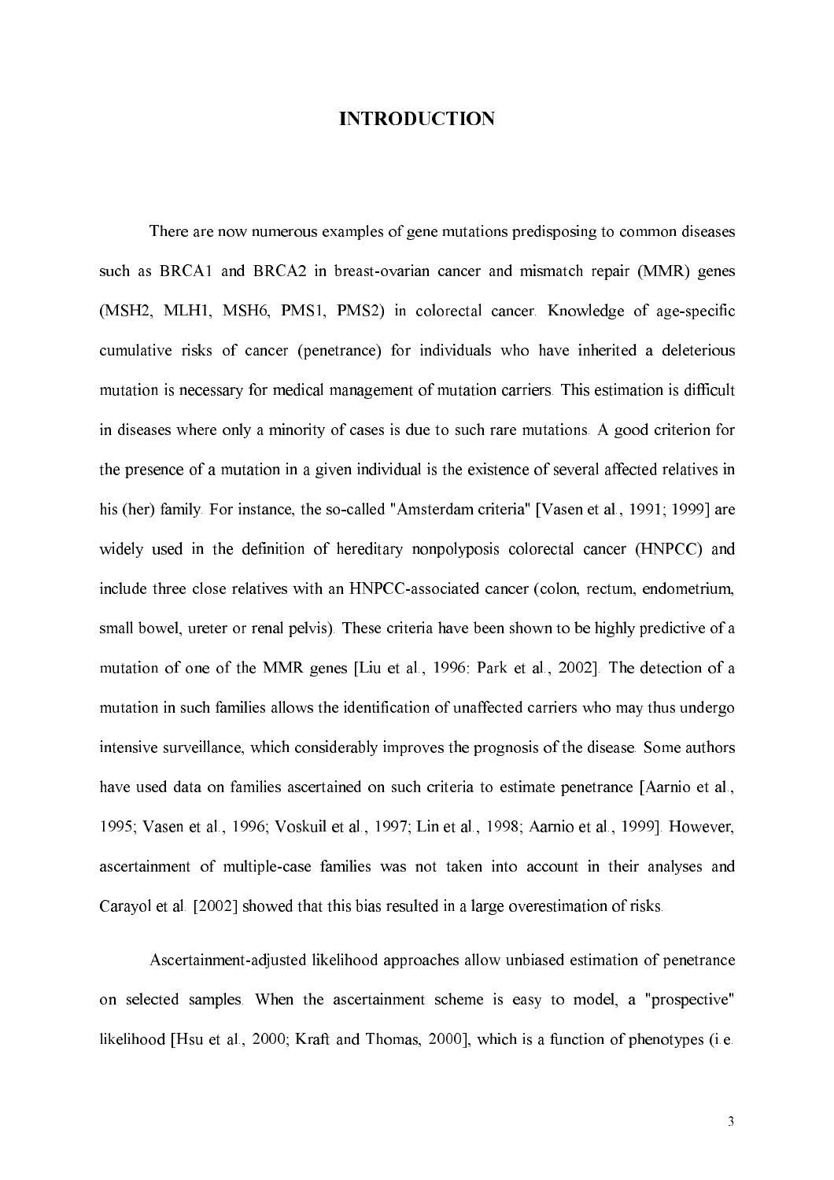# INTRODUCTION

There are now numerous examples of gene mutations predisposing to common diseases such as BRCA1 and BRCA2 in breast-ovarian cancer and mismatch repair (MMR) genes (MSH2, MLH1, MSH6, PMS1, PMS2) in colorectal cancer. Knowledge of age-specific cumulative risks of cancer (penetrance) for individuals who have inherited a deleterious mutation is necessary for medical management of mutation carriers. This estimation is difficult in diseases where only a minority of cases is due to such rare mutations. A good criterion for the presence of a mutation in a given individual is the existence of several affected relatives in his (her) family. For instance, the so-called "Amsterdam criteria" [Vasen et al., 1991; 1999] are widely used in the definition of hereditary nonpolyposis colorectal cancer (HNPCC) and include three close relatives with an HNPCC-associated cancer (colon, rectum, endometrium, small bowel, ureter or renal pelvis). These criteria have been shown to be highly predictive of a mutation of one of the MMR genes [Liu et al., 1996: Park et al., 2002]. The detection of a mutation in such families allows the identification of unaffected carriers who may thus undergo intensive surveillance, which considerably improves the prognosis of the disease. Some authors have used data on families ascertained on such criteria to estimate penetrance [Aarnio et al., 1995; Vasen et al., 1996; Voskuil et al., 1997; Lin et al., 1998; Aarnio et al., 1999]. However, ascertainment of multiple-case families was not taken into account in their analyses and Carayol et al. [2002] showed that this bias resulted in a large overestimation of risks.

Ascertainment-adjusted likelihood approaches allow unbiased estimation of penetrance on selected samples. When the ascertainment scheme is easy to model, a "prospective" likelihood [Hsu et al., 2000; Kraft and Thomas, 2000], which is a function of phenotypes (i.e.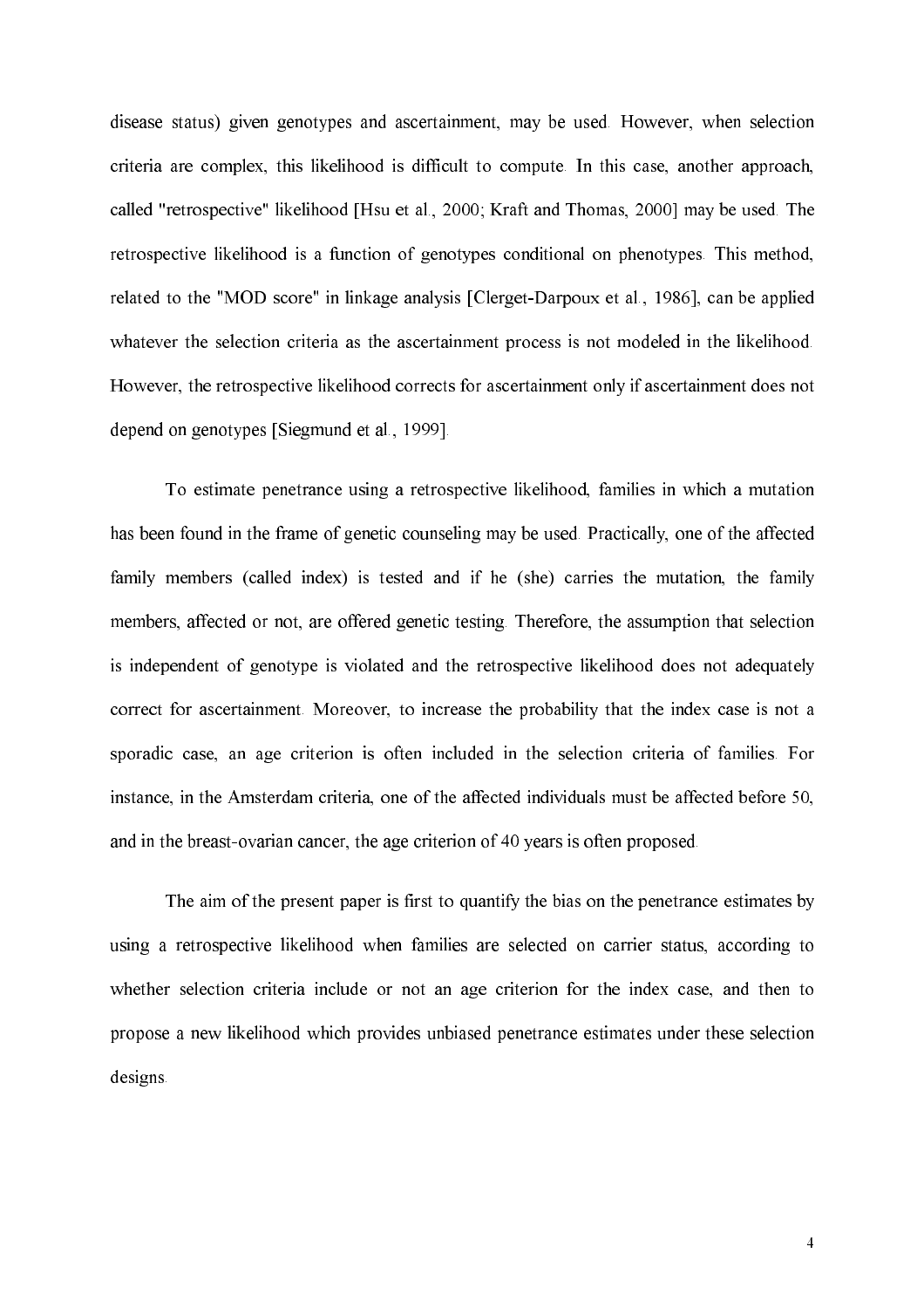disease status) given genotypes and ascertainment, may be used. However, when selection criteria are complex, this likelihood is difficult to compute. In this case, another approach, called "retrospective" likelihood [Hsu et al., 2000; Kraft and Thomas, 2000] may be used. The retrospective likelihood is a function of genotypes conditional on phenotypes. This method, related to the "MOD score" in linkage analysis [Clerget-Darpoux et al., 1986], can be applied whatever the selection criteria as the ascertainment process is not modeled in the likelihood. However, the retrospective likelihood corrects for ascertainment only if ascertainment does not depend on genotypes [Siegmund et al., 1999].

To estimate penetrance using a retrospective likelihood, families in which a mutation has been found in the frame of genetic counseling may be used. Practically, one of the affected family members (called index) is tested and if he (she) carries the mutation, the family members, affected or not, are offered genetic testing. Therefore, the assumption that selection is independent of genotype is violated and the retrospective likelihood does not adequately correct for ascertainment. Moreover, to increase the probability that the index case is not a sporadic case, an age criterion is often included in the selection criteria of families. For instance, in the Amsterdam criteria, one of the affected individuals must be affected before 50, and in the breast-ovarian cancer, the age criterion of 40 years is often proposed.

The aim of the present paper is first to quantify the bias on the penetrance estimates by using a retrospective likelihood when families are selected on carrier status, according to whether selection criteria include or not an age criterion for the index case, and then to propose a new likelihood which provides unbiased penetrance estimates under these selection designs.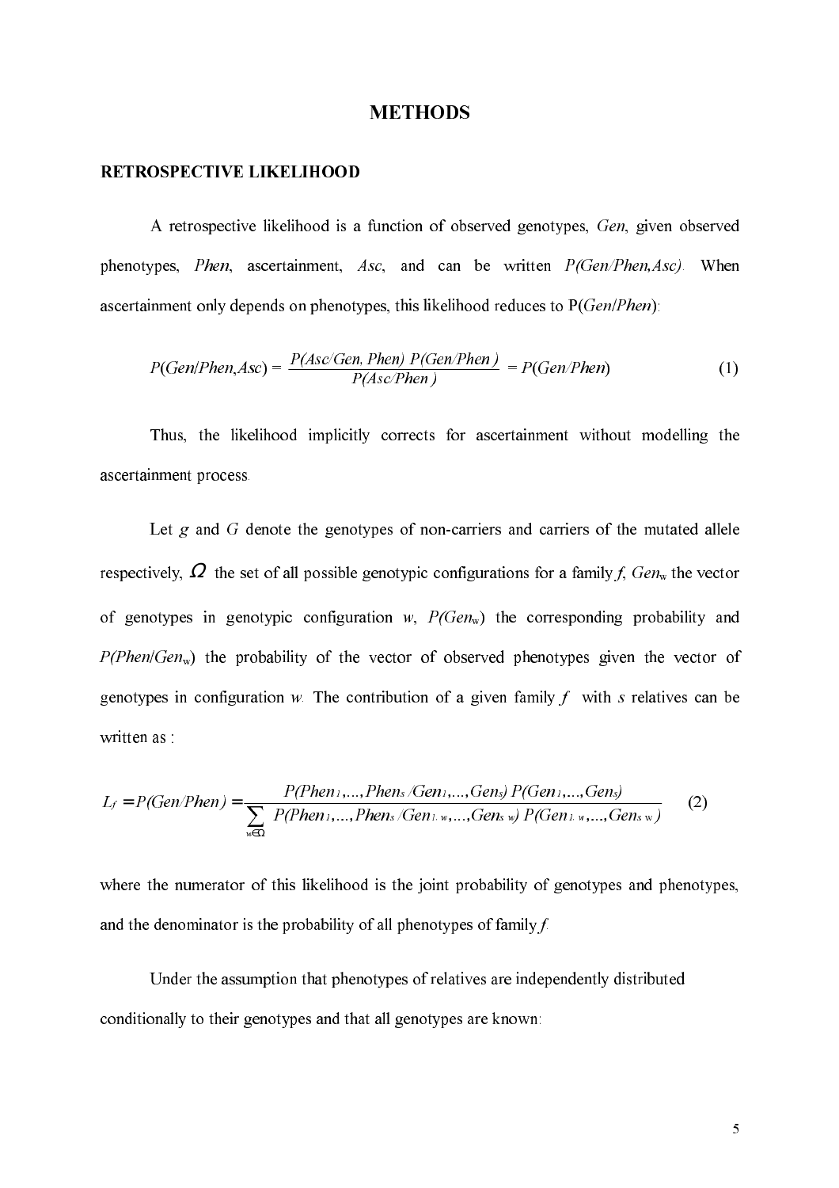# METHODS

## RETROSPECTIVE LIKELIHOOD

A retrospective likelihood is a function of observed genotypes, *Gen*, given observed phenotypes, *Phen*, ascertainment, *Asc*, and can be written *P(Gen/Phen,Asc)*. When ascertainment only depends on phenotypes, this likelihood reduces to P(*Gen*/*Phen*):

$$P(Gen/Phen,Asc) = \frac{P(Asc/Gen,Phen)\,P(Gen/Phen)}{P(Asc/Phen)} = P(Gen/Phen) \qquad (1)$$

Thus, the likelihood implicitly corrects for ascertainment without modelling the ascertainment process.

Let $g$ and $G$ denote the genotypes of non-carriers and carriers of the mutated allele respectively, $\Omega$ the set of all possible genotypic configurations for a family $f$, $Gen_w$ the vector of genotypes in genotypic configuration $w$, $P(Gen_w)$ the corresponding probability and $P(Phen/Gen_w)$ the probability of the vector of observed phenotypes given the vector of genotypes in configuration $w$. The contribution of a given family $f$ with $s$ relatives can be written as :

$$L_f = P(Gen/Phen) = \frac{P(Phen_1,\ldots,Phen_s/Gen_1,\ldots,Gen_s)\,P(Gen_1,\ldots,Gen_s)}{\sum_{w\in\Omega} P(Phen_1,\ldots,Phen_s/Gen_{1\,w},\ldots,Gen_{s\,w})\,P(Gen_{1\,w},\ldots,Gen_{s\,w})} \qquad (2)$$

where the numerator of this likelihood is the joint probability of genotypes and phenotypes, and the denominator is the probability of all phenotypes of family $f$.

Under the assumption that phenotypes of relatives are independently distributed conditionally to their genotypes and that all genotypes are known: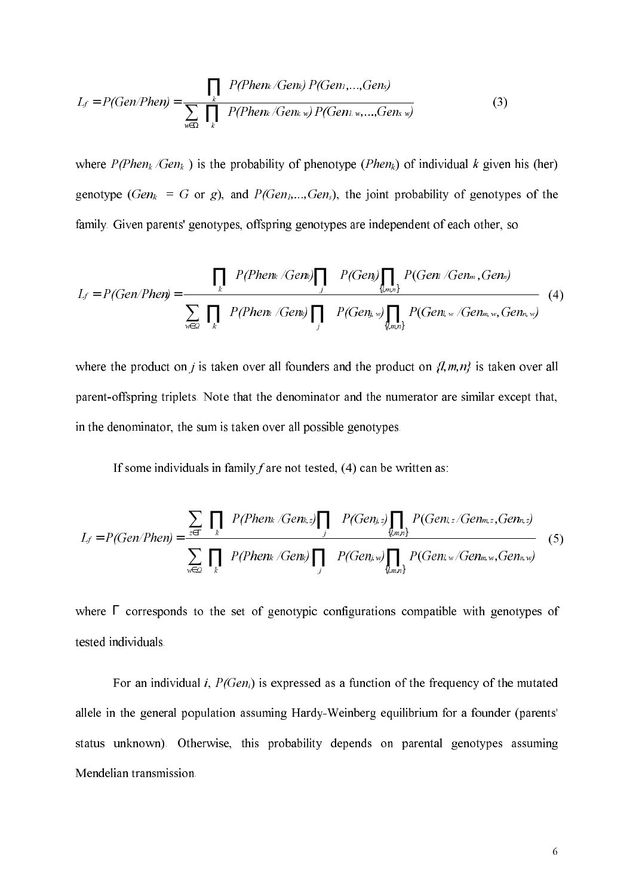$$L_f = P(Gen/Phen) = \frac{\prod_k P(Phen_k/Gen_k)\, P(Gen_1,...,Gen_s)}{\sum_{w\in\Omega} \prod_k P(Phen_k/Gen_{k,w})\, P(Gen_{1,w},...,Gen_{s,w})} \tag{3}$$

where $P(Phen_k/Gen_k)$ is the probability of phenotype ($Phen_k$) of individual $k$ given his (her) genotype ($Gen_k = G$ or $g$), and $P(Gen_1,...,Gen_s)$, the joint probability of genotypes of the family. Given parents' genotypes, offspring genotypes are independent of each other, so

$$L_f = P(Gen/Phen) = \frac{\prod_k P(Phen_k/Gen_k) \prod_j P(Gen_j) \prod_{\{l,m,n\}} P(Gen_l/Gen_m, Gen_n)}{\sum_{w\in\Omega} \prod_k P(Phen_k/Gen_k) \prod_j P(Gen_{j,w}) \prod_{\{l,m,n\}} P(Gen_{l,w}/Gen_{m,w}, Gen_{n,w})} \tag{4}$$

where the product on $j$ is taken over all founders and the product on $\{l,m,n\}$ is taken over all parent-offspring triplets. Note that the denominator and the numerator are similar except that, in the denominator, the sum is taken over all possible genotypes.

If some individuals in family $f$ are not tested, (4) can be written as:

$$L_f = P(Gen/Phen) = \frac{\sum_{z\in\Gamma} \prod_k P(Phen_k/Gen_{k,z}) \prod_j P(Gen_{j,z}) \prod_{\{l,m,n\}} P(Gen_{l,z}/Gen_{m,z}, Gen_{n,z})}{\sum_{w\in\Omega} \prod_k P(Phen_k/Gen_k) \prod_j P(Gen_{j,w}) \prod_{\{l,m,n\}} P(Gen_{l,w}/Gen_{m,w}, Gen_{n,w})} \tag{5}$$

where $\Gamma$ corresponds to the set of genotypic configurations compatible with genotypes of tested individuals.

For an individual $i$, $P(Gen_i)$ is expressed as a function of the frequency of the mutated allele in the general population assuming Hardy-Weinberg equilibrium for a founder (parents' status unknown). Otherwise, this probability depends on parental genotypes assuming Mendelian transmission.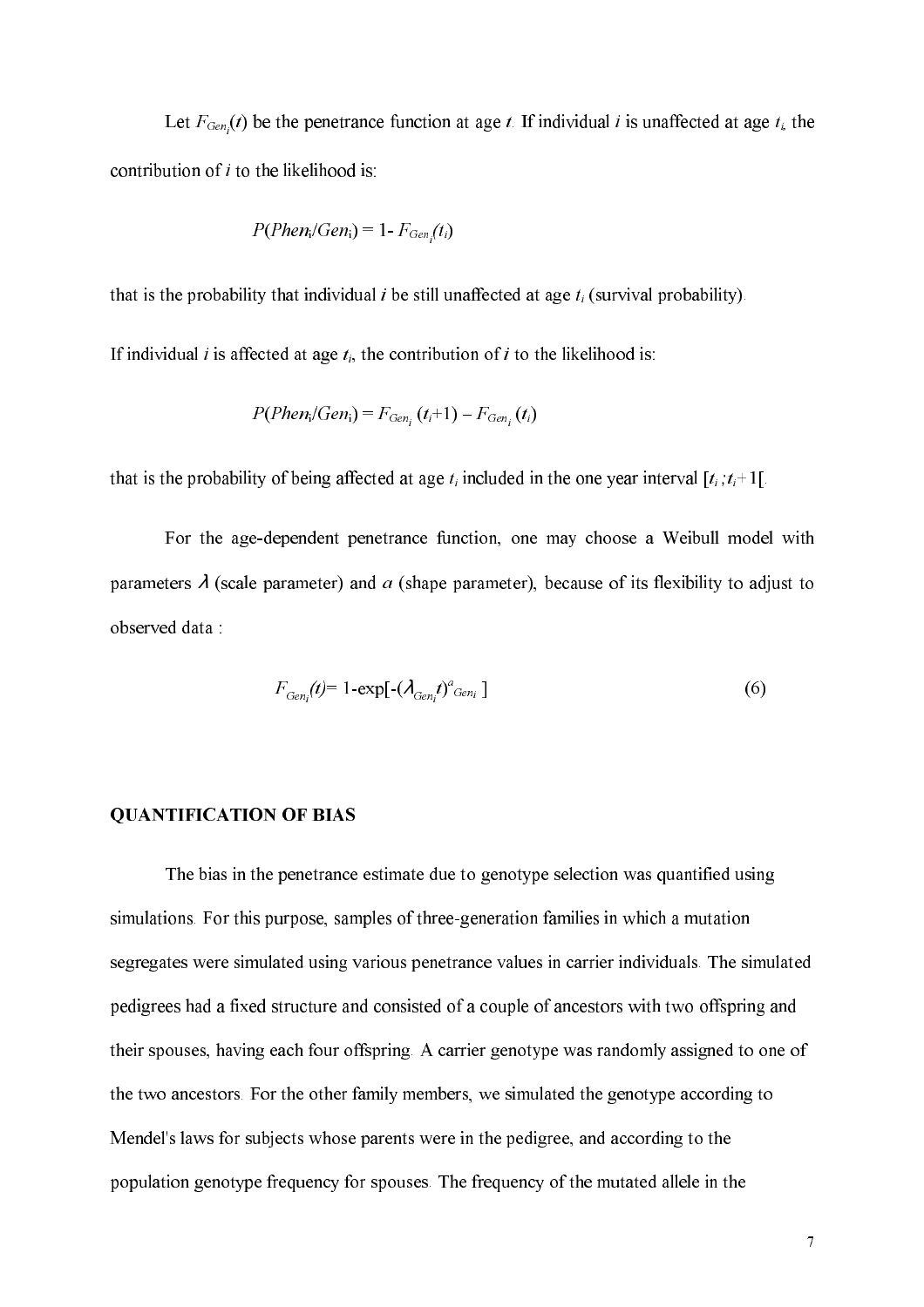Let $F_{Gen_i}(t)$ be the penetrance function at age $t$. If individual $i$ is unaffected at age $t_i$, the contribution of $i$ to the likelihood is:

$$P(Phen_i/Gen_i) = 1 - F_{Gen_i}(t_i)$$

that is the probability that individual $i$ be still unaffected at age $t_i$ (survival probability).

If individual $i$ is affected at age $t_i$, the contribution of $i$ to the likelihood is:

$$P(Phen_i/Gen_i) = F_{Gen_i}(t_i+1) - F_{Gen_i}(t_i)$$

that is the probability of being affected at age $t_i$ included in the one year interval $[t_i ; t_i+1[$.

For the age-dependent penetrance function, one may choose a Weibull model with parameters $\lambda$ (scale parameter) and $a$ (shape parameter), because of its flexibility to adjust to observed data :

$$F_{Gen_i}(t) = 1 - \exp[-(\lambda_{Gen_i} t)^{a_{Gen_i}}] \tag{6}$$

**QUANTIFICATION OF BIAS**

The bias in the penetrance estimate due to genotype selection was quantified using simulations. For this purpose, samples of three-generation families in which a mutation segregates were simulated using various penetrance values in carrier individuals. The simulated pedigrees had a fixed structure and consisted of a couple of ancestors with two offspring and their spouses, having each four offspring. A carrier genotype was randomly assigned to one of the two ancestors. For the other family members, we simulated the genotype according to Mendel's laws for subjects whose parents were in the pedigree, and according to the population genotype frequency for spouses. The frequency of the mutated allele in the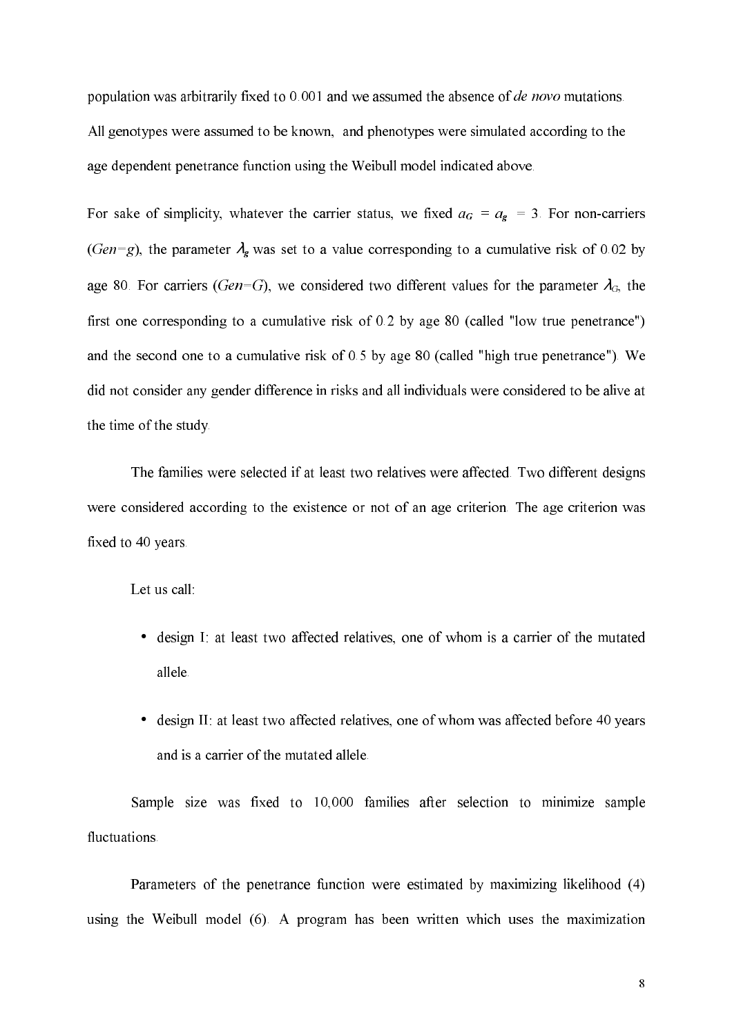population was arbitrarily fixed to 0.001 and we assumed the absence of *de novo* mutations. All genotypes were assumed to be known, and phenotypes were simulated according to the age dependent penetrance function using the Weibull model indicated above.

For sake of simplicity, whatever the carrier status, we fixed $a_G = a_g = 3$. For non-carriers (*Gen=g*), the parameter $\lambda_g$ was set to a value corresponding to a cumulative risk of 0.02 by age 80. For carriers (*Gen=G*), we considered two different values for the parameter $\lambda_G$, the first one corresponding to a cumulative risk of 0.2 by age 80 (called "low true penetrance") and the second one to a cumulative risk of 0.5 by age 80 (called "high true penetrance"). We did not consider any gender difference in risks and all individuals were considered to be alive at the time of the study.

The families were selected if at least two relatives were affected. Two different designs were considered according to the existence or not of an age criterion. The age criterion was fixed to 40 years.

Let us call:

- design I: at least two affected relatives, one of whom is a carrier of the mutated allele.
- design II: at least two affected relatives, one of whom was affected before 40 years and is a carrier of the mutated allele.

Sample size was fixed to 10,000 families after selection to minimize sample fluctuations.

Parameters of the penetrance function were estimated by maximizing likelihood (4) using the Weibull model (6). A program has been written which uses the maximization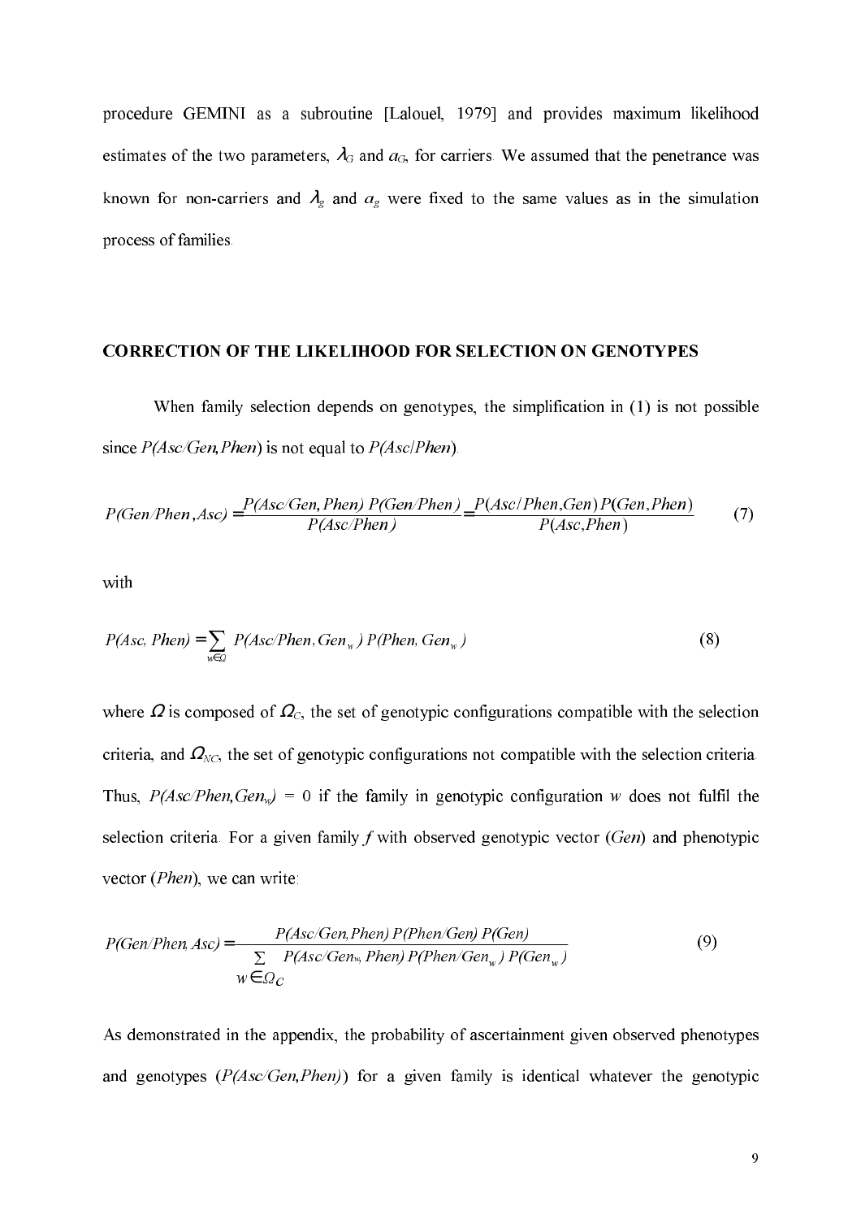procedure GEMINI as a subroutine [Lalouel, 1979] and provides maximum likelihood estimates of the two parameters, $\lambda_G$ and $a_G$, for carriers. We assumed that the penetrance was known for non-carriers and $\lambda_g$ and $a_g$ were fixed to the same values as in the simulation process of families.

## CORRECTION OF THE LIKELIHOOD FOR SELECTION ON GENOTYPES

When family selection depends on genotypes, the simplification in (1) is not possible since $P(Asc/Gen,Phen)$ is not equal to $P(Asc/Phen)$.

$$P(Gen/Phen,Asc) = \frac{P(Asc/Gen,Phen)\,P(Gen/Phen)}{P(Asc/Phen)} = \frac{P(Asc/Phen,Gen)\,P(Gen,Phen)}{P(Asc,Phen)} \qquad (7)$$

with

$$P(Asc,Phen) = \sum_{w \in \Omega} P(Asc/Phen,Gen_w)\,P(Phen,Gen_w) \qquad (8)$$

where $\Omega$ is composed of $\Omega_C$, the set of genotypic configurations compatible with the selection criteria, and $\Omega_{NC}$, the set of genotypic configurations not compatible with the selection criteria. Thus, $P(Asc/Phen,Gen_w) = 0$ if the family in genotypic configuration $w$ does not fulfil the selection criteria. For a given family $f$ with observed genotypic vector ($Gen$) and phenotypic vector ($Phen$), we can write:

$$P(Gen/Phen,Asc) = \frac{P(Asc/Gen,Phen)\,P(Phen/Gen)\,P(Gen)}{\sum_{w \in \Omega_C} P(Asc/Gen_w,Phen)\,P(Phen/Gen_w)\,P(Gen_w)} \qquad (9)$$

As demonstrated in the appendix, the probability of ascertainment given observed phenotypes and genotypes ($P(Asc/Gen,Phen)$) for a given family is identical whatever the genotypic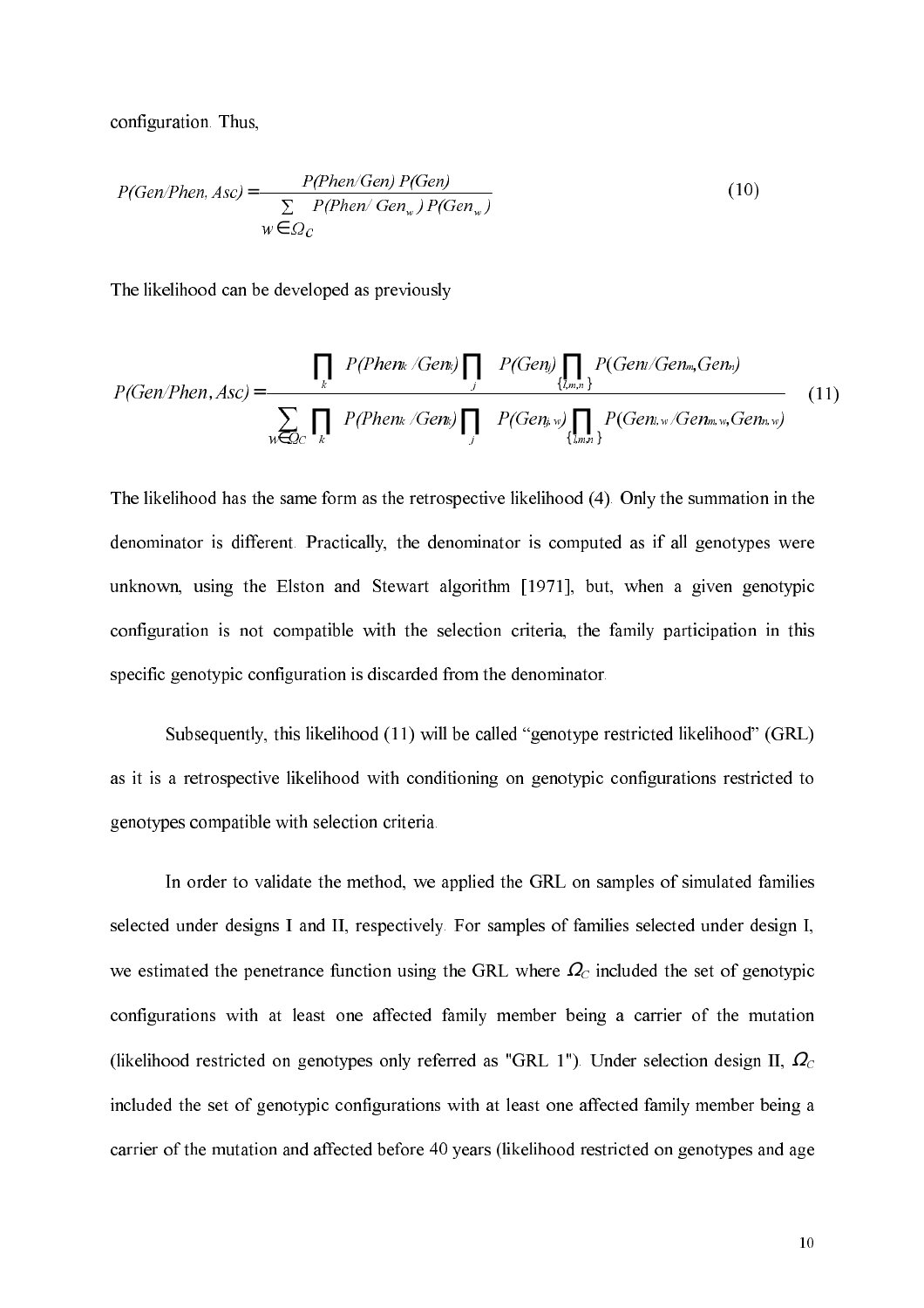configuration. Thus,

$$P(Gen/Phen, Asc) = \frac{P(Phen/Gen)\, P(Gen)}{\sum\limits_{w \in \Omega_C} P(Phen/\,Gen_w)\, P(Gen_w)} \tag{10}$$

The likelihood can be developed as previously

$$P(Gen/Phen, Asc) = \frac{\prod\limits_{k} P(Phen_k/Gen_k) \prod\limits_{j} P(Gen_j) \prod\limits_{\{l,m,n\}} P(Gen_l/Gen_m, Gen_n)}{\sum\limits_{w \in \Omega_C} \prod\limits_{k} P(Phen_k/Gen_k) \prod\limits_{j} P(Gen_{j,w}) \prod\limits_{\{l,m,n\}} P(Gen_{l,w}/Gen_{m,w}, Gen_{n,w})} \tag{11}$$

The likelihood has the same form as the retrospective likelihood (4). Only the summation in the denominator is different. Practically, the denominator is computed as if all genotypes were unknown, using the Elston and Stewart algorithm [1971], but, when a given genotypic configuration is not compatible with the selection criteria, the family participation in this specific genotypic configuration is discarded from the denominator.

Subsequently, this likelihood (11) will be called "genotype restricted likelihood" (GRL) as it is a retrospective likelihood with conditioning on genotypic configurations restricted to genotypes compatible with selection criteria.

In order to validate the method, we applied the GRL on samples of simulated families selected under designs I and II, respectively. For samples of families selected under design I, we estimated the penetrance function using the GRL where $\Omega_C$ included the set of genotypic configurations with at least one affected family member being a carrier of the mutation (likelihood restricted on genotypes only referred as "GRL 1"). Under selection design II, $\Omega_C$ included the set of genotypic configurations with at least one affected family member being a carrier of the mutation and affected before 40 years (likelihood restricted on genotypes and age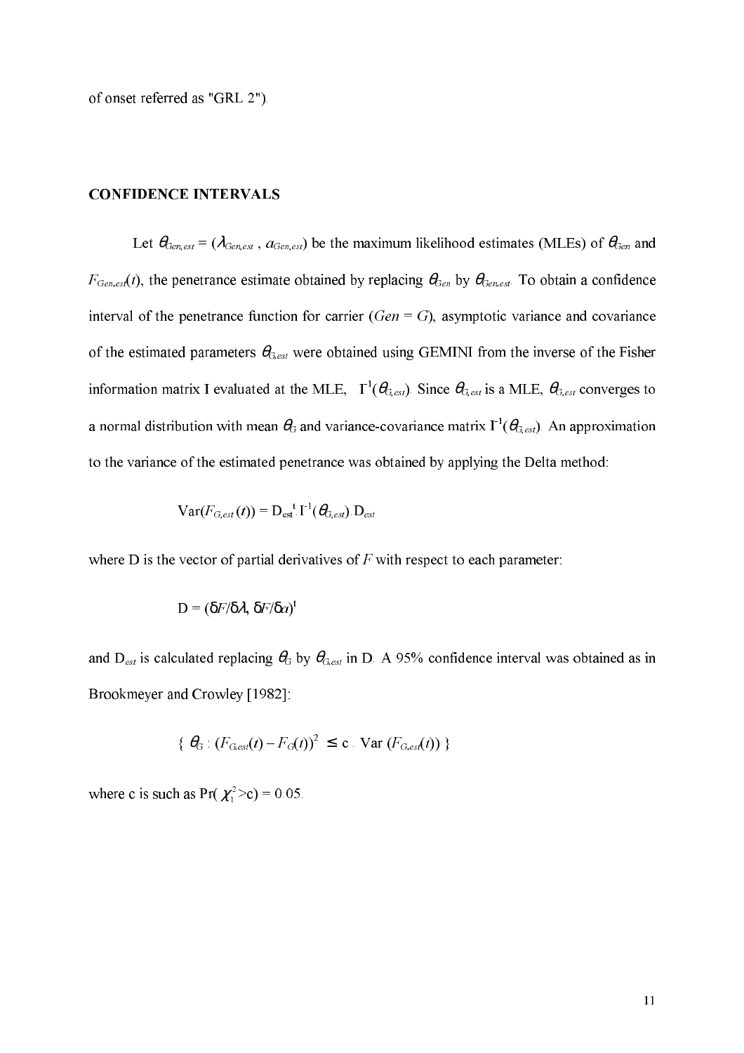of onset referred as "GRL 2").

## CONFIDENCE INTERVALS

Let $\theta_{Gen,est} = (\lambda_{Gen,est}, a_{Gen,est})$ be the maximum likelihood estimates (MLEs) of $\theta_{Gen}$ and $F_{Gen,est}(t)$, the penetrance estimate obtained by replacing $\theta_{Gen}$ by $\theta_{Gen,est}$. To obtain a confidence interval of the penetrance function for carrier ($Gen = G$), asymptotic variance and covariance of the estimated parameters $\theta_{G,est}$ were obtained using GEMINI from the inverse of the Fisher information matrix I evaluated at the MLE, $I^{-1}(\theta_{G,est})$. Since $\theta_{G,est}$ is a MLE, $\theta_{G,est}$ converges to a normal distribution with mean $\theta_G$ and variance-covariance matrix $I^{-1}(\theta_{G,est})$. An approximation to the variance of the estimated penetrance was obtained by applying the Delta method:

$$\text{Var}(F_{G,est}(t)) = D_{est}^{t} . I^{-1}(\theta_{G,est}) . D_{est}$$

where D is the vector of partial derivatives of $F$ with respect to each parameter:

$$D = (\delta F/\delta\lambda, \delta F/\delta a)^{t}$$

and $D_{est}$ is calculated replacing $\theta_G$ by $\theta_{G,est}$ in D. A 95% confidence interval was obtained as in Brookmeyer and Crowley [1982]:

$$\{ \theta_G : (F_{G,est}(t) - F_G(t))^2 \leq c . \text{ Var } (F_{G,est}(t)) \}$$

where c is such as $\Pr(\chi_1^2 > c) = 0.05$.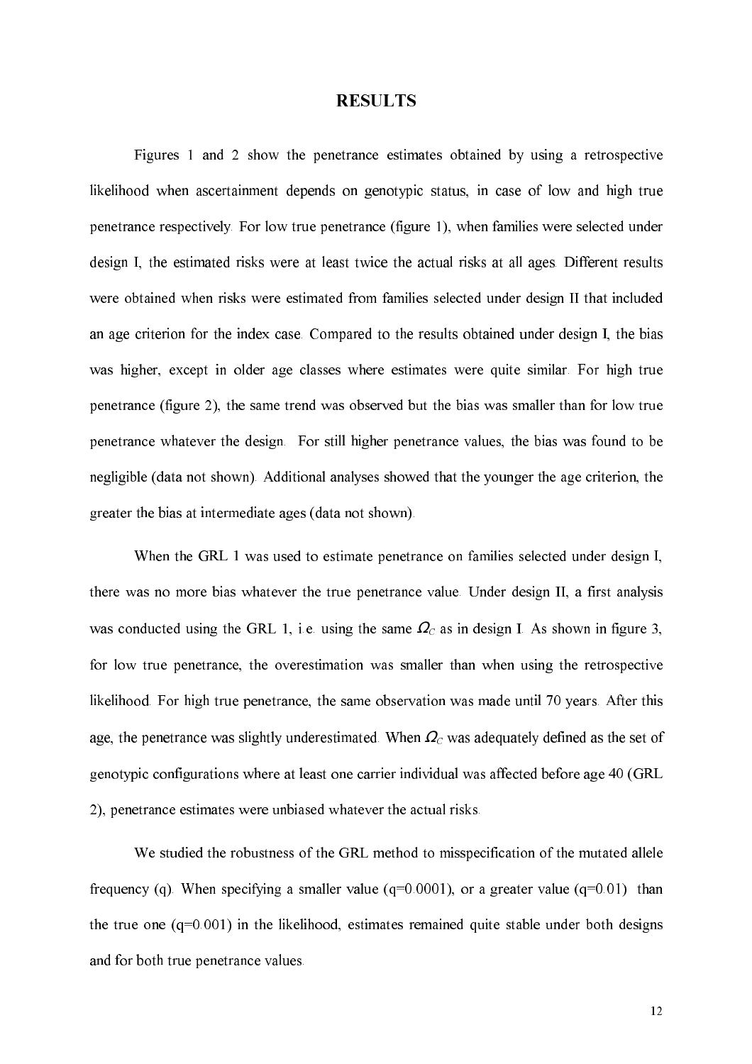# RESULTS

Figures 1 and 2 show the penetrance estimates obtained by using a retrospective likelihood when ascertainment depends on genotypic status, in case of low and high true penetrance respectively. For low true penetrance (figure 1), when families were selected under design I, the estimated risks were at least twice the actual risks at all ages. Different results were obtained when risks were estimated from families selected under design II that included an age criterion for the index case. Compared to the results obtained under design I, the bias was higher, except in older age classes where estimates were quite similar. For high true penetrance (figure 2), the same trend was observed but the bias was smaller than for low true penetrance whatever the design. For still higher penetrance values, the bias was found to be negligible (data not shown). Additional analyses showed that the younger the age criterion, the greater the bias at intermediate ages (data not shown).

When the GRL 1 was used to estimate penetrance on families selected under design I, there was no more bias whatever the true penetrance value. Under design II, a first analysis was conducted using the GRL 1, i.e. using the same $\Omega_C$ as in design I. As shown in figure 3, for low true penetrance, the overestimation was smaller than when using the retrospective likelihood. For high true penetrance, the same observation was made until 70 years. After this age, the penetrance was slightly underestimated. When $\Omega_C$ was adequately defined as the set of genotypic configurations where at least one carrier individual was affected before age 40 (GRL 2), penetrance estimates were unbiased whatever the actual risks.

We studied the robustness of the GRL method to misspecification of the mutated allele frequency (q). When specifying a smaller value ($q=0.0001$), or a greater value ($q=0.01$) than the true one ($q=0.001$) in the likelihood, estimates remained quite stable under both designs and for both true penetrance values.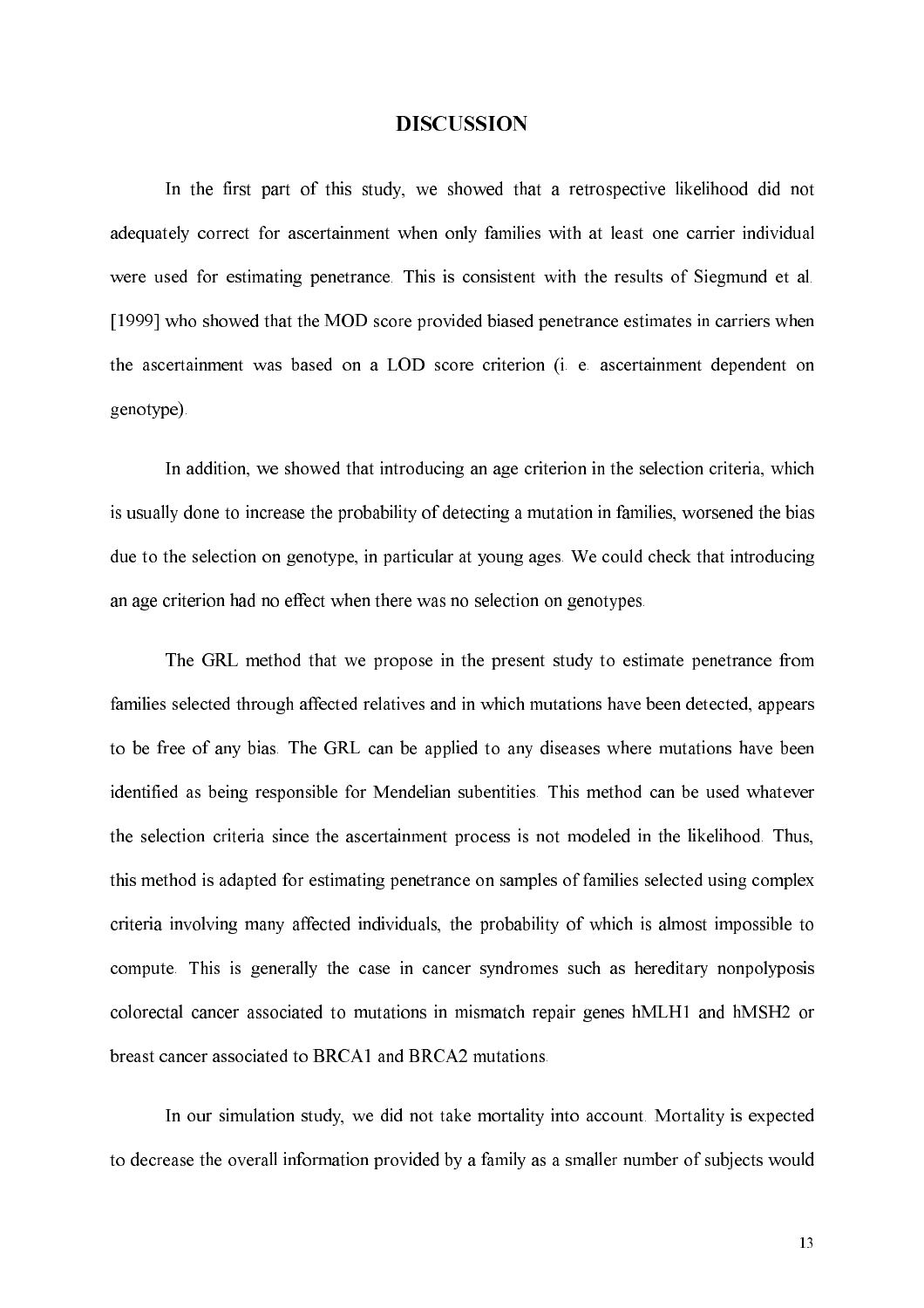# DISCUSSION

In the first part of this study, we showed that a retrospective likelihood did not adequately correct for ascertainment when only families with at least one carrier individual were used for estimating penetrance. This is consistent with the results of Siegmund et al. [1999] who showed that the MOD score provided biased penetrance estimates in carriers when the ascertainment was based on a LOD score criterion (i. e. ascertainment dependent on genotype).

In addition, we showed that introducing an age criterion in the selection criteria, which is usually done to increase the probability of detecting a mutation in families, worsened the bias due to the selection on genotype, in particular at young ages. We could check that introducing an age criterion had no effect when there was no selection on genotypes.

The GRL method that we propose in the present study to estimate penetrance from families selected through affected relatives and in which mutations have been detected, appears to be free of any bias. The GRL can be applied to any diseases where mutations have been identified as being responsible for Mendelian subentities. This method can be used whatever the selection criteria since the ascertainment process is not modeled in the likelihood. Thus, this method is adapted for estimating penetrance on samples of families selected using complex criteria involving many affected individuals, the probability of which is almost impossible to compute. This is generally the case in cancer syndromes such as hereditary nonpolyposis colorectal cancer associated to mutations in mismatch repair genes hMLH1 and hMSH2 or breast cancer associated to BRCA1 and BRCA2 mutations.

In our simulation study, we did not take mortality into account. Mortality is expected to decrease the overall information provided by a family as a smaller number of subjects would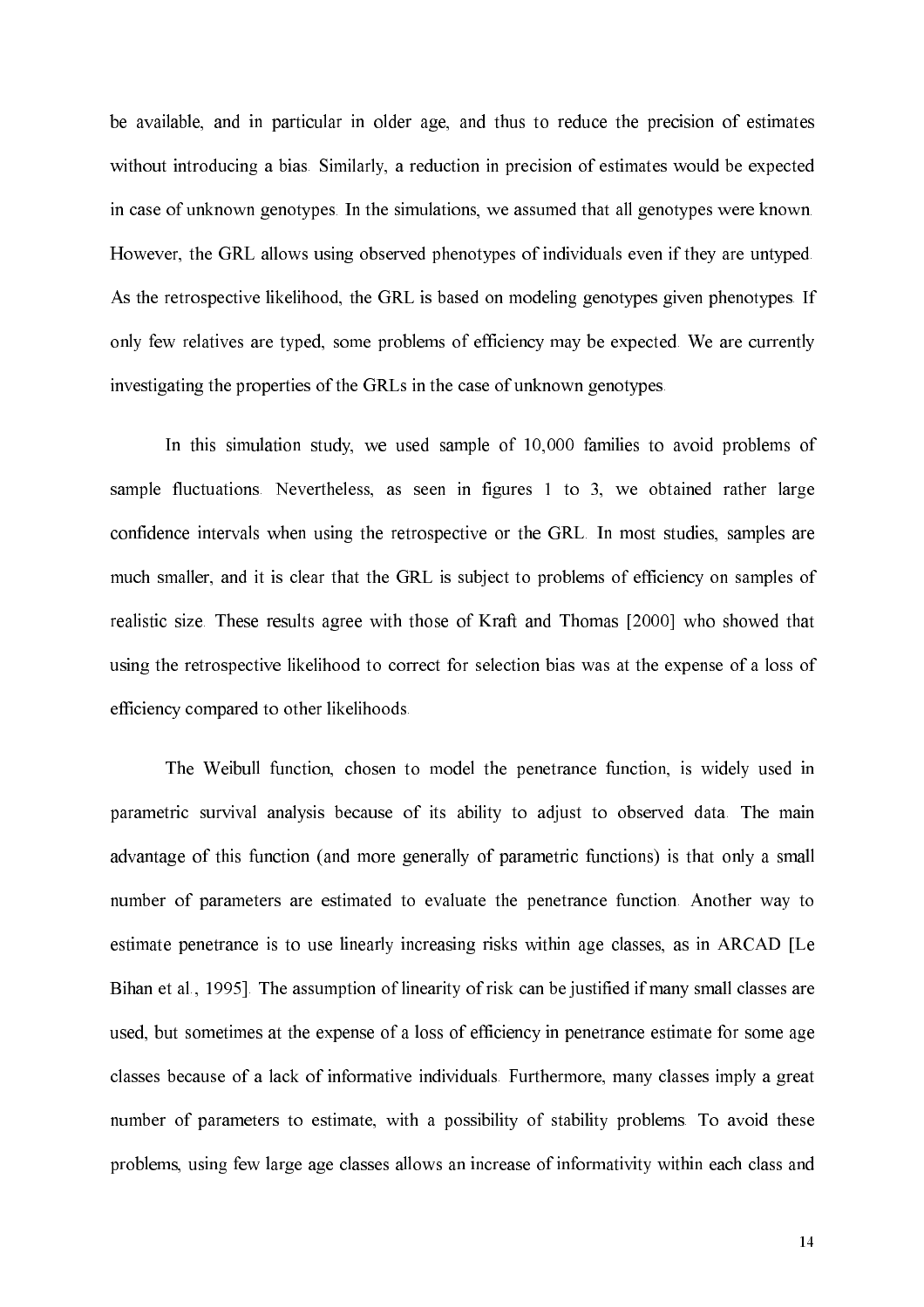be available, and in particular in older age, and thus to reduce the precision of estimates without introducing a bias. Similarly, a reduction in precision of estimates would be expected in case of unknown genotypes. In the simulations, we assumed that all genotypes were known. However, the GRL allows using observed phenotypes of individuals even if they are untyped. As the retrospective likelihood, the GRL is based on modeling genotypes given phenotypes. If only few relatives are typed, some problems of efficiency may be expected. We are currently investigating the properties of the GRLs in the case of unknown genotypes.

In this simulation study, we used sample of 10,000 families to avoid problems of sample fluctuations. Nevertheless, as seen in figures 1 to 3, we obtained rather large confidence intervals when using the retrospective or the GRL. In most studies, samples are much smaller, and it is clear that the GRL is subject to problems of efficiency on samples of realistic size. These results agree with those of Kraft and Thomas [2000] who showed that using the retrospective likelihood to correct for selection bias was at the expense of a loss of efficiency compared to other likelihoods.

The Weibull function, chosen to model the penetrance function, is widely used in parametric survival analysis because of its ability to adjust to observed data. The main advantage of this function (and more generally of parametric functions) is that only a small number of parameters are estimated to evaluate the penetrance function. Another way to estimate penetrance is to use linearly increasing risks within age classes, as in ARCAD [Le Bihan et al., 1995]. The assumption of linearity of risk can be justified if many small classes are used, but sometimes at the expense of a loss of efficiency in penetrance estimate for some age classes because of a lack of informative individuals. Furthermore, many classes imply a great number of parameters to estimate, with a possibility of stability problems. To avoid these problems, using few large age classes allows an increase of informativity within each class and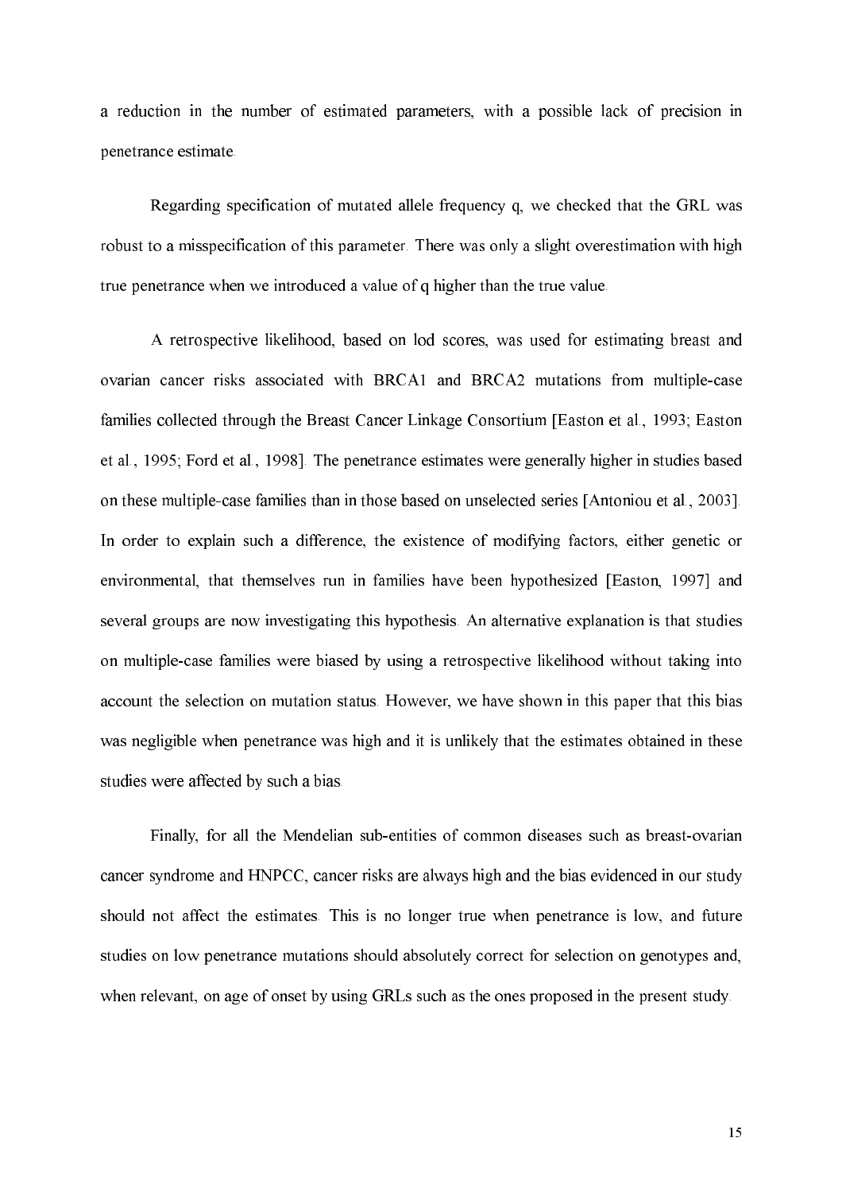a reduction in the number of estimated parameters, with a possible lack of precision in penetrance estimate.

Regarding specification of mutated allele frequency q, we checked that the GRL was robust to a misspecification of this parameter. There was only a slight overestimation with high true penetrance when we introduced a value of q higher than the true value.

A retrospective likelihood, based on lod scores, was used for estimating breast and ovarian cancer risks associated with BRCA1 and BRCA2 mutations from multiple-case families collected through the Breast Cancer Linkage Consortium [Easton et al., 1993; Easton et al., 1995; Ford et al., 1998]. The penetrance estimates were generally higher in studies based on these multiple-case families than in those based on unselected series [Antoniou et al., 2003]. In order to explain such a difference, the existence of modifying factors, either genetic or environmental, that themselves run in families have been hypothesized [Easton, 1997] and several groups are now investigating this hypothesis. An alternative explanation is that studies on multiple-case families were biased by using a retrospective likelihood without taking into account the selection on mutation status. However, we have shown in this paper that this bias was negligible when penetrance was high and it is unlikely that the estimates obtained in these studies were affected by such a bias.

Finally, for all the Mendelian sub-entities of common diseases such as breast-ovarian cancer syndrome and HNPCC, cancer risks are always high and the bias evidenced in our study should not affect the estimates. This is no longer true when penetrance is low, and future studies on low penetrance mutations should absolutely correct for selection on genotypes and, when relevant, on age of onset by using GRLs such as the ones proposed in the present study.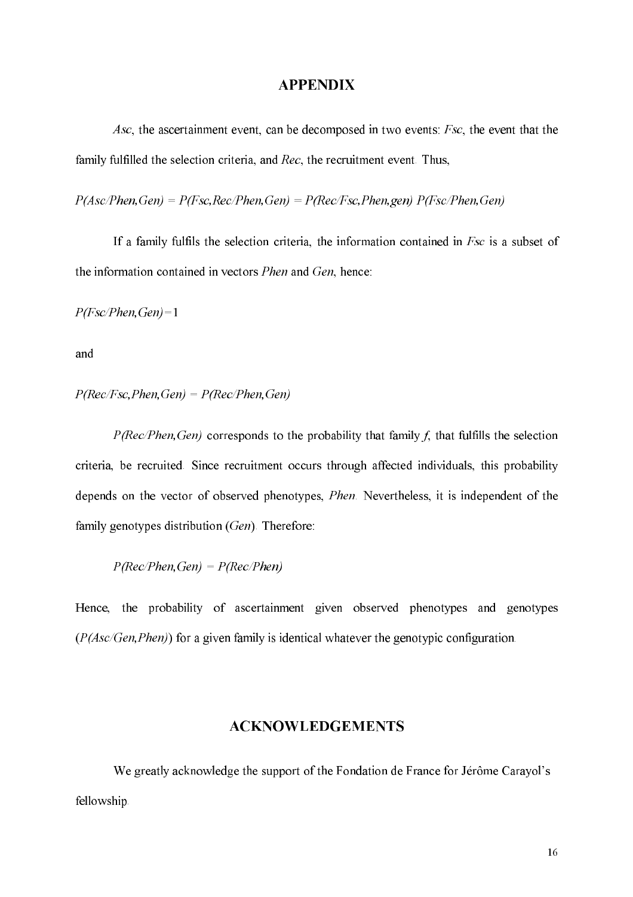# APPENDIX

*Asc*, the ascertainment event, can be decomposed in two events: *Fsc*, the event that the family fulfilled the selection criteria, and *Rec*, the recruitment event. Thus,

$$P(Asc/Phen,Gen) = P(Fsc,Rec/Phen,Gen) = P(Rec/Fsc,Phen,gen)\ P(Fsc/Phen,Gen)$$

If a family fulfils the selection criteria, the information contained in *Fsc* is a subset of the information contained in vectors *Phen* and *Gen*, hence:

$$P(Fsc/Phen,Gen) = 1$$

and

$$P(Rec/Fsc,Phen,Gen) = P(Rec/Phen,Gen)$$

*P(Rec/Phen,Gen)* corresponds to the probability that family *f*, that fulfills the selection criteria, be recruited. Since recruitment occurs through affected individuals, this probability depends on the vector of observed phenotypes, *Phen*. Nevertheless, it is independent of the family genotypes distribution (*Gen*). Therefore:

$$P(Rec/Phen,Gen) = P(Rec/Phen)$$

Hence, the probability of ascertainment given observed phenotypes and genotypes (*P(Asc/Gen,Phen)*) for a given family is identical whatever the genotypic configuration.

# ACKNOWLEDGEMENTS

We greatly acknowledge the support of the Fondation de France for Jérôme Carayol's fellowship.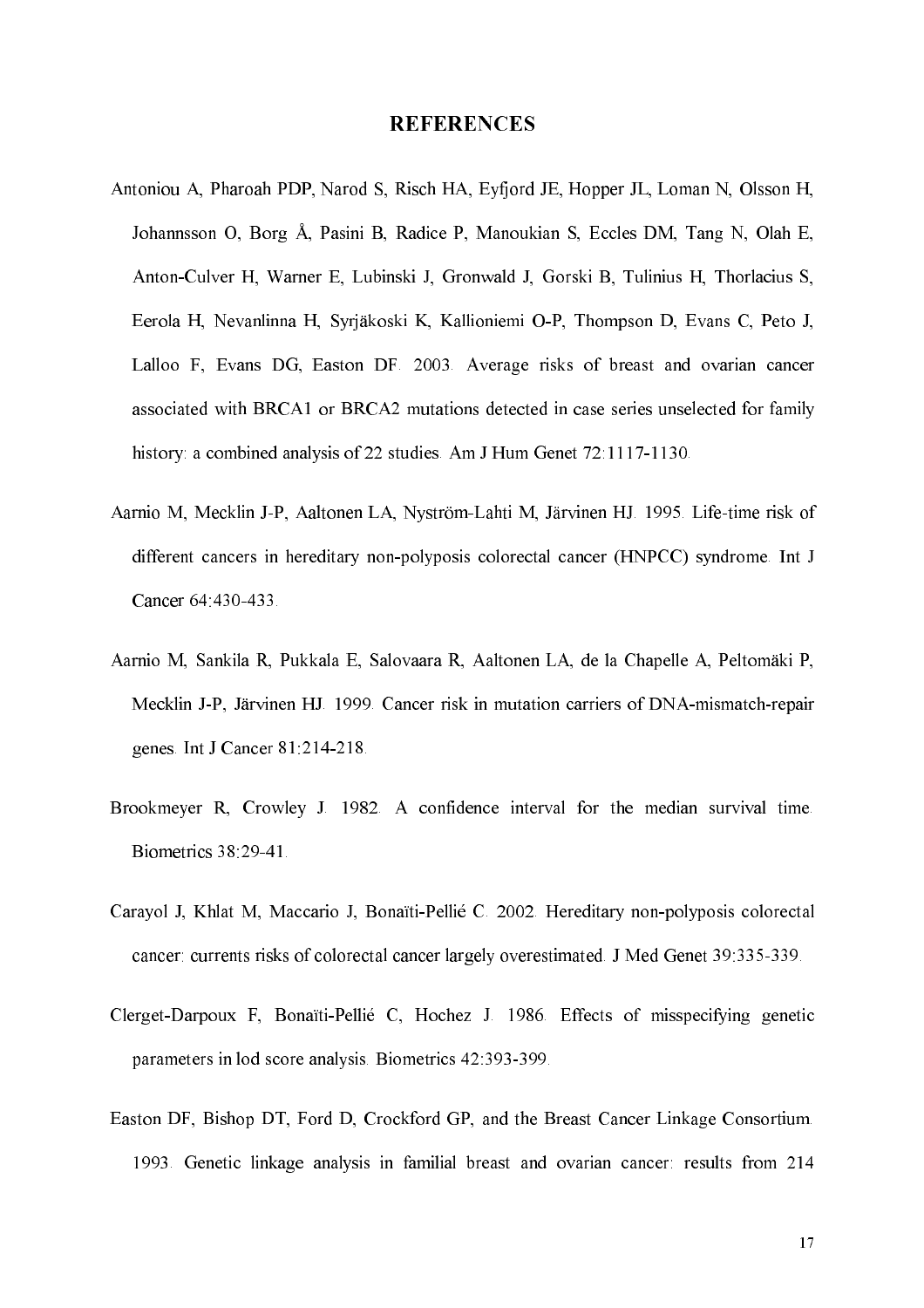## REFERENCES

Antoniou A, Pharoah PDP, Narod S, Risch HA, Eyfjord JE, Hopper JL, Loman N, Olsson H, Johannsson O, Borg Å, Pasini B, Radice P, Manoukian S, Eccles DM, Tang N, Olah E, Anton-Culver H, Warner E, Lubinski J, Gronwald J, Gorski B, Tulinius H, Thorlacius S, Eerola H, Nevanlinna H, Syrjäkoski K, Kallioniemi O-P, Thompson D, Evans C, Peto J, Lalloo F, Evans DG, Easton DF. 2003. Average risks of breast and ovarian cancer associated with BRCA1 or BRCA2 mutations detected in case series unselected for family history: a combined analysis of 22 studies. Am J Hum Genet 72:1117-1130.

Aarnio M, Mecklin J-P, Aaltonen LA, Nyström-Lahti M, Järvinen HJ. 1995. Life-time risk of different cancers in hereditary non-polyposis colorectal cancer (HNPCC) syndrome. Int J Cancer 64:430-433.

Aarnio M, Sankila R, Pukkala E, Salovaara R, Aaltonen LA, de la Chapelle A, Peltomäki P, Mecklin J-P, Järvinen HJ. 1999. Cancer risk in mutation carriers of DNA-mismatch-repair genes. Int J Cancer 81:214-218.

Brookmeyer R, Crowley J. 1982. A confidence interval for the median survival time. Biometrics 38:29-41.

Carayol J, Khlat M, Maccario J, Bonaïti-Pellié C. 2002. Hereditary non-polyposis colorectal cancer: currents risks of colorectal cancer largely overestimated. J Med Genet 39:335-339.

Clerget-Darpoux F, Bonaïti-Pellié C, Hochez J. 1986. Effects of misspecifying genetic parameters in lod score analysis. Biometrics 42:393-399.

Easton DF, Bishop DT, Ford D, Crockford GP, and the Breast Cancer Linkage Consortium. 1993. Genetic linkage analysis in familial breast and ovarian cancer: results from 214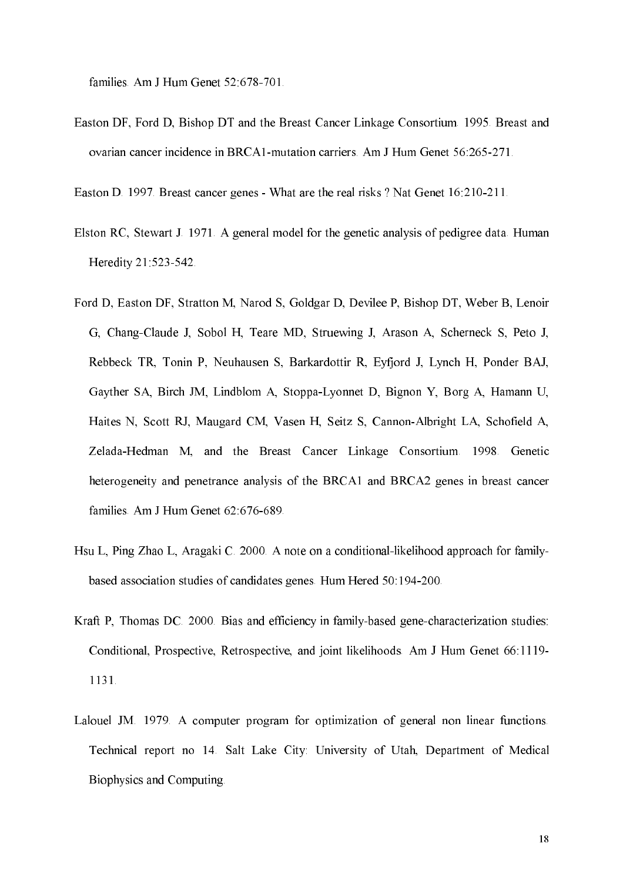families. Am J Hum Genet 52:678-701.

Easton DF, Ford D, Bishop DT and the Breast Cancer Linkage Consortium. 1995. Breast and ovarian cancer incidence in BRCA1-mutation carriers. Am J Hum Genet 56:265-271.

Easton D. 1997. Breast cancer genes - What are the real risks ? Nat Genet 16:210-211.

Elston RC, Stewart J. 1971. A general model for the genetic analysis of pedigree data. Human Heredity 21:523-542.

Ford D, Easton DF, Stratton M, Narod S, Goldgar D, Devilee P, Bishop DT, Weber B, Lenoir G, Chang-Claude J, Sobol H, Teare MD, Struewing J, Arason A, Scherneck S, Peto J, Rebbeck TR, Tonin P, Neuhausen S, Barkardottir R, Eyfjord J, Lynch H, Ponder BAJ, Gayther SA, Birch JM, Lindblom A, Stoppa-Lyonnet D, Bignon Y, Borg A, Hamann U, Haites N, Scott RJ, Maugard CM, Vasen H, Seitz S, Cannon-Albright LA, Schofield A, Zelada-Hedman M, and the Breast Cancer Linkage Consortium. 1998. Genetic heterogeneity and penetrance analysis of the BRCA1 and BRCA2 genes in breast cancer families. Am J Hum Genet 62:676-689.

Hsu L, Ping Zhao L, Aragaki C. 2000. A note on a conditional-likelihood approach for family-based association studies of candidates genes. Hum Hered 50:194-200.

Kraft P, Thomas DC. 2000. Bias and efficiency in family-based gene-characterization studies: Conditional, Prospective, Retrospective, and joint likelihoods. Am J Hum Genet 66:1119-1131.

Lalouel JM. 1979. A computer program for optimization of general non linear functions. Technical report no 14. Salt Lake City: University of Utah, Department of Medical Biophysics and Computing.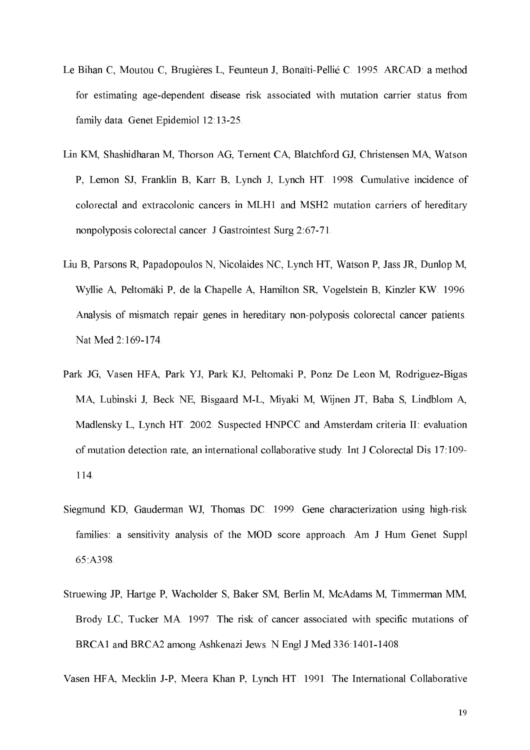Le Bihan C, Moutou C, Brugières L, Feunteun J, Bonaïti-Pellié C. 1995. ARCAD: a method for estimating age-dependent disease risk associated with mutation carrier status from family data. Genet Epidemiol 12:13-25.

Lin KM, Shashidharan M, Thorson AG, Ternent CA, Blatchford GJ, Christensen MA, Watson P, Lemon SJ, Franklin B, Karr B, Lynch J, Lynch HT. 1998. Cumulative incidence of colorectal and extracolonic cancers in MLH1 and MSH2 mutation carriers of hereditary nonpolyposis colorectal cancer. J Gastrointest Surg 2:67-71.

Liu B, Parsons R, Papadopoulos N, Nicolaides NC, Lynch HT, Watson P, Jass JR, Dunlop M, Wyllie A, Peltomäki P, de la Chapelle A, Hamilton SR, Vogelstein B, Kinzler KW. 1996. Analysis of mismatch repair genes in hereditary non-polyposis colorectal cancer patients. Nat Med 2:169-174.

Park JG, Vasen HFA, Park YJ, Park KJ, Peltomaki P, Ponz De Leon M, Rodriguez-Bigas MA, Lubinski J, Beck NE, Bisgaard M-L, Miyaki M, Wijnen JT, Baba S, Lindblom A, Madlensky L, Lynch HT. 2002. Suspected HNPCC and Amsterdam criteria II: evaluation of mutation detection rate, an international collaborative study. Int J Colorectal Dis 17:109-114.

Siegmund KD, Gauderman WJ, Thomas DC. 1999. Gene characterization using high-risk families: a sensitivity analysis of the MOD score approach. Am J Hum Genet Suppl 65:A398.

Struewing JP, Hartge P, Wacholder S, Baker SM, Berlin M, McAdams M, Timmerman MM, Brody LC, Tucker MA. 1997. The risk of cancer associated with specific mutations of BRCA1 and BRCA2 among Ashkenazi Jews. N Engl J Med 336:1401-1408.

Vasen HFA, Mecklin J-P, Meera Khan P, Lynch HT. 1991. The International Collaborative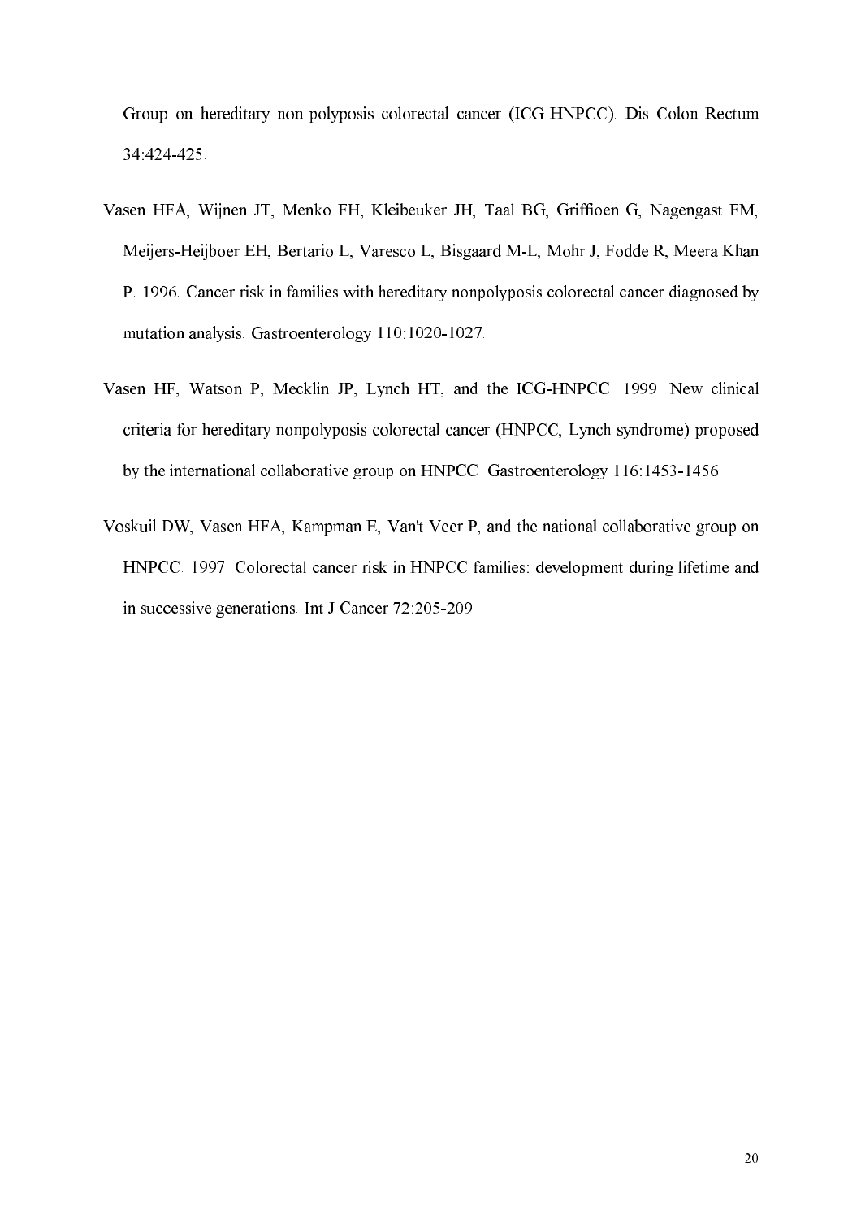Group on hereditary non-polyposis colorectal cancer (ICG-HNPCC). Dis Colon Rectum 34:424-425.

Vasen HFA, Wijnen JT, Menko FH, Kleibeuker JH, Taal BG, Griffioen G, Nagengast FM, Meijers-Heijboer EH, Bertario L, Varesco L, Bisgaard M-L, Mohr J, Fodde R, Meera Khan P. 1996. Cancer risk in families with hereditary nonpolyposis colorectal cancer diagnosed by mutation analysis. Gastroenterology 110:1020-1027.

Vasen HF, Watson P, Mecklin JP, Lynch HT, and the ICG-HNPCC. 1999. New clinical criteria for hereditary nonpolyposis colorectal cancer (HNPCC, Lynch syndrome) proposed by the international collaborative group on HNPCC. Gastroenterology 116:1453-1456.

Voskuil DW, Vasen HFA, Kampman E, Van't Veer P, and the national collaborative group on HNPCC. 1997. Colorectal cancer risk in HNPCC families: development during lifetime and in successive generations. Int J Cancer 72:205-209.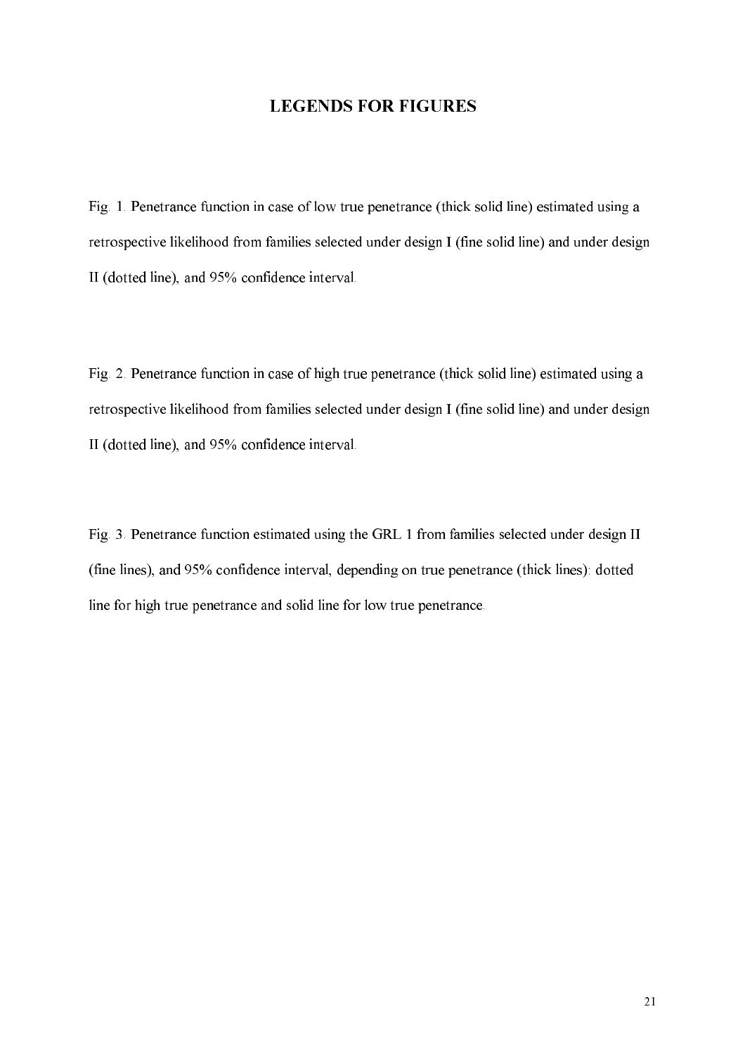# LEGENDS FOR FIGURES

Fig. 1. Penetrance function in case of low true penetrance (thick solid line) estimated using a retrospective likelihood from families selected under design I (fine solid line) and under design II (dotted line), and 95% confidence interval.

Fig. 2. Penetrance function in case of high true penetrance (thick solid line) estimated using a retrospective likelihood from families selected under design I (fine solid line) and under design II (dotted line), and 95% confidence interval.

Fig. 3. Penetrance function estimated using the GRL 1 from families selected under design II (fine lines), and 95% confidence interval, depending on true penetrance (thick lines): dotted line for high true penetrance and solid line for low true penetrance.